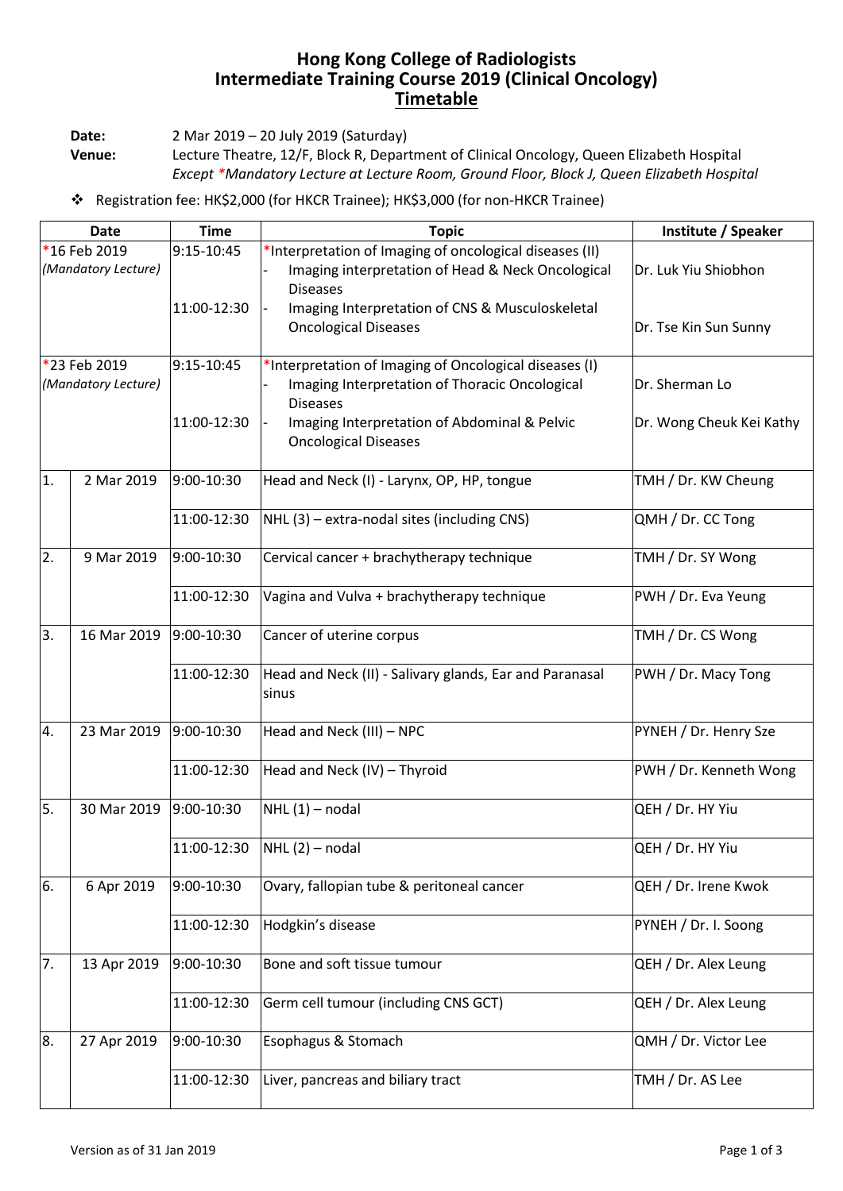# Hong Kong College of Radiologists
# Intermediate Training Course 2019 (Clinical Oncology)
## Timetable

**Date:** 2 Mar 2019 – 20 July 2019 (Saturday)
**Venue:** Lecture Theatre, 12/F, Block R, Department of Clinical Oncology, Queen Elizabeth Hospital
*Except \*Mandatory Lecture at Lecture Room, Ground Floor, Block J, Queen Elizabeth Hospital*

- ❖ Registration fee: HK$2,000 (for HKCR Trainee); HK$3,000 (for non-HKCR Trainee)

| Date | | Time | Topic | Institute / Speaker |
|---|---|---|---|---|
| *16 Feb 2019 *(Mandatory Lecture)* | | 9:15-10:45 | *Interpretation of Imaging of oncological diseases (II)<br>- Imaging interpretation of Head & Neck Oncological Diseases | Dr. Luk Yiu Shiobhon |
| | | 11:00-12:30 | - Imaging Interpretation of CNS & Musculoskeletal Oncological Diseases | Dr. Tse Kin Sun Sunny |
| *23 Feb 2019 *(Mandatory Lecture)* | | 9:15-10:45 | *Interpretation of Imaging of Oncological diseases (I)<br>- Imaging Interpretation of Thoracic Oncological Diseases | Dr. Sherman Lo |
| | | 11:00-12:30 | - Imaging Interpretation of Abdominal & Pelvic Oncological Diseases | Dr. Wong Cheuk Kei Kathy |
| 1. | 2 Mar 2019 | 9:00-10:30 | Head and Neck (I) - Larynx, OP, HP, tongue | TMH / Dr. KW Cheung |
| | | 11:00-12:30 | NHL (3) – extra-nodal sites (including CNS) | QMH / Dr. CC Tong |
| 2. | 9 Mar 2019 | 9:00-10:30 | Cervical cancer + brachytherapy technique | TMH / Dr. SY Wong |
| | | 11:00-12:30 | Vagina and Vulva + brachytherapy technique | PWH / Dr. Eva Yeung |
| 3. | 16 Mar 2019 | 9:00-10:30 | Cancer of uterine corpus | TMH / Dr. CS Wong |
| | | 11:00-12:30 | Head and Neck (II) - Salivary glands, Ear and Paranasal sinus | PWH / Dr. Macy Tong |
| 4. | 23 Mar 2019 | 9:00-10:30 | Head and Neck (III) – NPC | PYNEH / Dr. Henry Sze |
| | | 11:00-12:30 | Head and Neck (IV) – Thyroid | PWH / Dr. Kenneth Wong |
| 5. | 30 Mar 2019 | 9:00-10:30 | NHL (1) – nodal | QEH / Dr. HY Yiu |
| | | 11:00-12:30 | NHL (2) – nodal | QEH / Dr. HY Yiu |
| 6. | 6 Apr 2019 | 9:00-10:30 | Ovary, fallopian tube & peritoneal cancer | QEH / Dr. Irene Kwok |
| | | 11:00-12:30 | Hodgkin's disease | PYNEH / Dr. I. Soong |
| 7. | 13 Apr 2019 | 9:00-10:30 | Bone and soft tissue tumour | QEH / Dr. Alex Leung |
| | | 11:00-12:30 | Germ cell tumour (including CNS GCT) | QEH / Dr. Alex Leung |
| 8. | 27 Apr 2019 | 9:00-10:30 | Esophagus & Stomach | QMH / Dr. Victor Lee |
| | | 11:00-12:30 | Liver, pancreas and biliary tract | TMH / Dr. AS Lee |

Version as of 31 Jan 2019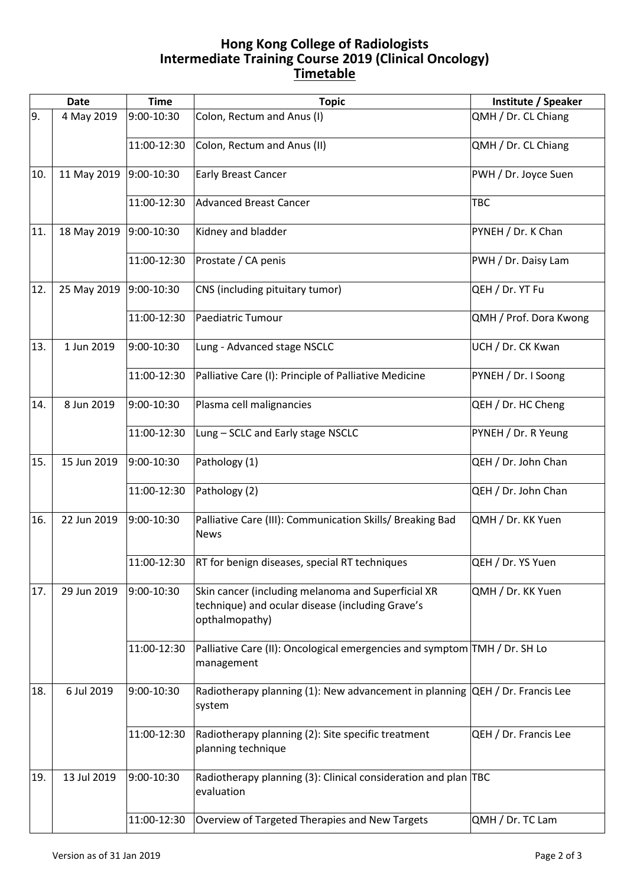# Hong Kong College of Radiologists
# Intermediate Training Course 2019 (Clinical Oncology)
## Timetable

| Date | | Time | Topic | Institute / Speaker |
|---|---|---|---|---|
| 9. | 4 May 2019 | 9:00-10:30 | Colon, Rectum and Anus (I) | QMH / Dr. CL Chiang |
| | | 11:00-12:30 | Colon, Rectum and Anus (II) | QMH / Dr. CL Chiang |
| 10. | 11 May 2019 | 9:00-10:30 | Early Breast Cancer | PWH / Dr. Joyce Suen |
| | | 11:00-12:30 | Advanced Breast Cancer | TBC |
| 11. | 18 May 2019 | 9:00-10:30 | Kidney and bladder | PYNEH / Dr. K Chan |
| | | 11:00-12:30 | Prostate / CA penis | PWH / Dr. Daisy Lam |
| 12. | 25 May 2019 | 9:00-10:30 | CNS (including pituitary tumor) | QEH / Dr. YT Fu |
| | | 11:00-12:30 | Paediatric Tumour | QMH / Prof. Dora Kwong |
| 13. | 1 Jun 2019 | 9:00-10:30 | Lung - Advanced stage NSCLC | UCH / Dr. CK Kwan |
| | | 11:00-12:30 | Palliative Care (I): Principle of Palliative Medicine | PYNEH / Dr. I Soong |
| 14. | 8 Jun 2019 | 9:00-10:30 | Plasma cell malignancies | QEH / Dr. HC Cheng |
| | | 11:00-12:30 | Lung – SCLC and Early stage NSCLC | PYNEH / Dr. R Yeung |
| 15. | 15 Jun 2019 | 9:00-10:30 | Pathology (1) | QEH / Dr. John Chan |
| | | 11:00-12:30 | Pathology (2) | QEH / Dr. John Chan |
| 16. | 22 Jun 2019 | 9:00-10:30 | Palliative Care (III): Communication Skills/ Breaking Bad News | QMH / Dr. KK Yuen |
| | | 11:00-12:30 | RT for benign diseases, special RT techniques | QEH / Dr. YS Yuen |
| 17. | 29 Jun 2019 | 9:00-10:30 | Skin cancer (including melanoma and Superficial XR technique) and ocular disease (including Grave's opthalmopathy) | QMH / Dr. KK Yuen |
| | | 11:00-12:30 | Palliative Care (II): Oncological emergencies and symptom management | TMH / Dr. SH Lo |
| 18. | 6 Jul 2019 | 9:00-10:30 | Radiotherapy planning (1): New advancement in planning system | QEH / Dr. Francis Lee |
| | | 11:00-12:30 | Radiotherapy planning (2): Site specific treatment planning technique | QEH / Dr. Francis Lee |
| 19. | 13 Jul 2019 | 9:00-10:30 | Radiotherapy planning (3): Clinical consideration and plan evaluation | TBC |
| | | 11:00-12:30 | Overview of Targeted Therapies and New Targets | QMH / Dr. TC Lam |

Version as of 31 Jan 2019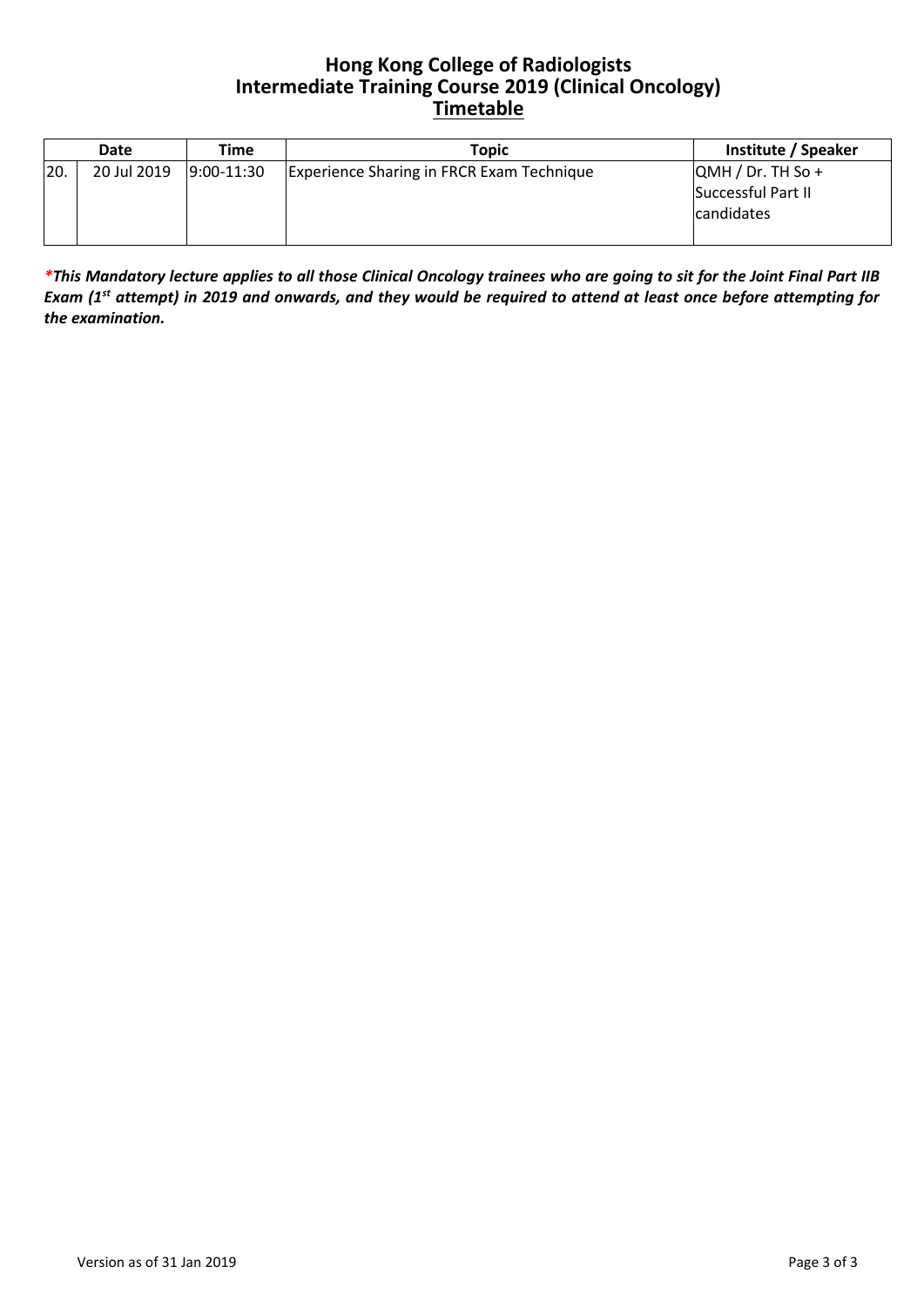## Hong Kong College of Radiologists
## Intermediate Training Course 2019 (Clinical Oncology)
## Timetable

| Date | | Time | Topic | Institute / Speaker |
|---|---|---|---|---|
| 20. | 20 Jul 2019 | 9:00-11:30 | Experience Sharing in FRCR Exam Technique | QMH / Dr. TH So + Successful Part II candidates |

***This Mandatory lecture applies to all those Clinical Oncology trainees who are going to sit for the Joint Final Part IIB Exam (1st attempt) in 2019 and onwards, and they would be required to attend at least once before attempting for the examination.***

Version as of 31 Jan 2019